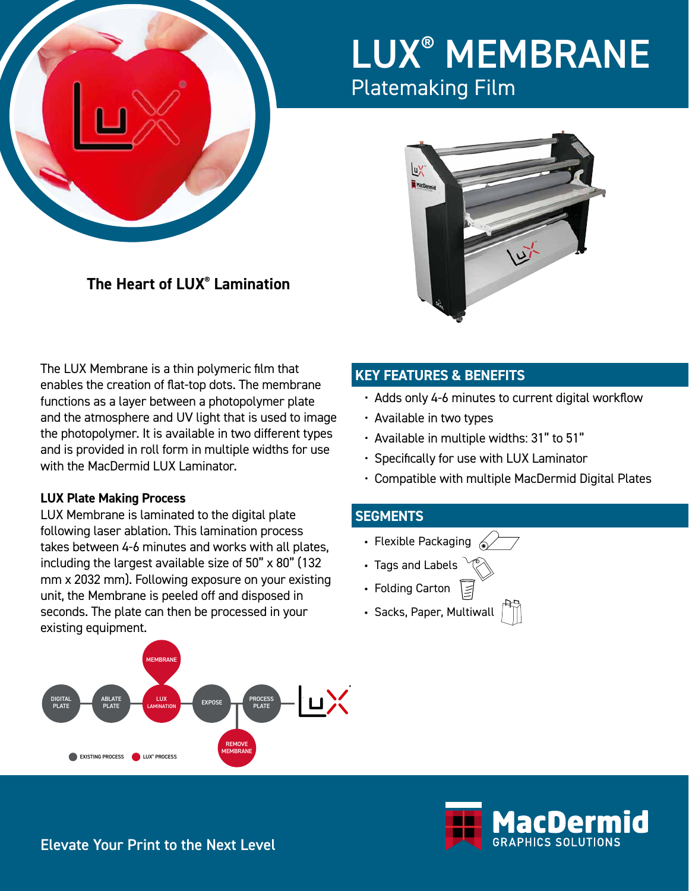# LUX® MEMBRANE

## Platemaking Film

**The Heart of LUX® Lamination**

The LUX Membrane is a thin polymeric film that enables the creation of flat-top dots. The membrane functions as a layer between a photopolymer plate and the atmosphere and UV light that is used to image the photopolymer. It is available in two different types and is provided in roll form in multiple widths for use with the MacDermid LUX Laminator.

### LUX Plate Making Process

LUX Membrane is laminated to the digital plate following laser ablation. This lamination process takes between 4-6 minutes and works with all plates, including the largest available size of 50" x 80" (132 mm x 2032 mm). Following exposure on your existing unit, the Membrane is peeled off and disposed in seconds. The plate can then be processed in your existing equipment.

DIGITAL PLATE → ABLATE PLATE → LUX LAMINATION (MEMBRANE) → EXPOSE → PROCESS PLATE (REMOVE MEMBRANE)

EXISTING PROCESS | LUX® PROCESS

## KEY FEATURES & BENEFITS

- Adds only 4-6 minutes to current digital workflow
- Available in two types
- Available in multiple widths: 31" to 51"
- Specifically for use with LUX Laminator
- Compatible with multiple MacDermid Digital Plates

## SEGMENTS

- Flexible Packaging
- Tags and Labels
- Folding Carton
- Sacks, Paper, Multiwall

Elevate Your Print to the Next Level

MacDermid GRAPHICS SOLUTIONS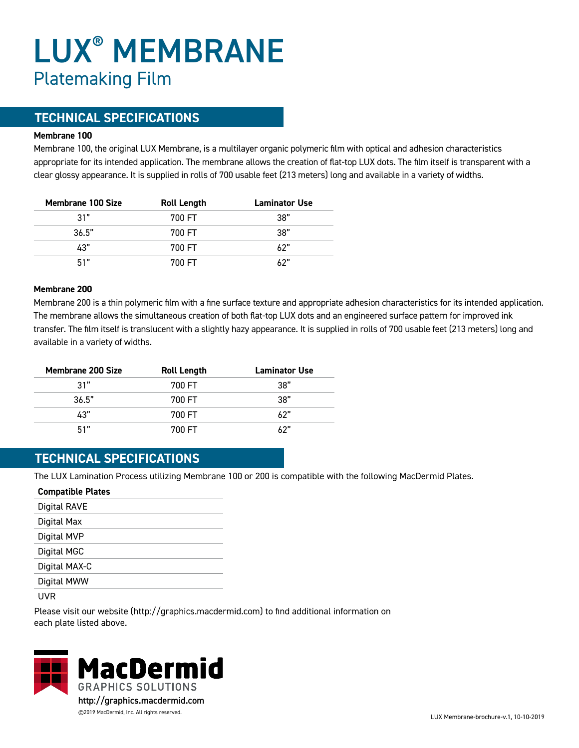# LUX® MEMBRANE

## Platemaking Film

## TECHNICAL SPECIFICATIONS

**Membrane 100**

Membrane 100, the original LUX Membrane, is a multilayer organic polymeric film with optical and adhesion characteristics appropriate for its intended application. The membrane allows the creation of flat-top LUX dots. The film itself is transparent with a clear glossy appearance. It is supplied in rolls of 700 usable feet (213 meters) long and available in a variety of widths.

| Membrane 100 Size | Roll Length | Laminator Use |
|---|---|---|
| 31" | 700 FT | 38" |
| 36.5" | 700 FT | 38" |
| 43" | 700 FT | 62" |
| 51" | 700 FT | 62" |

**Membrane 200**

Membrane 200 is a thin polymeric film with a fine surface texture and appropriate adhesion characteristics for its intended application. The membrane allows the simultaneous creation of both flat-top LUX dots and an engineered surface pattern for improved ink transfer. The film itself is translucent with a slightly hazy appearance. It is supplied in rolls of 700 usable feet (213 meters) long and available in a variety of widths.

| Membrane 200 Size | Roll Length | Laminator Use |
|---|---|---|
| 31" | 700 FT | 38" |
| 36.5" | 700 FT | 38" |
| 43" | 700 FT | 62" |
| 51" | 700 FT | 62" |

## TECHNICAL SPECIFICATIONS

The LUX Lamination Process utilizing Membrane 100 or 200 is compatible with the following MacDermid Plates.

| Compatible Plates |
|---|
| Digital RAVE |
| Digital Max |
| Digital MVP |
| Digital MGC |
| Digital MAX-C |
| Digital MWW |
| UVR |

Please visit our website (http://graphics.macdermid.com) to find additional information on each plate listed above.

MacDermid
GRAPHICS SOLUTIONS
http://graphics.macdermid.com
©2019 MacDermid, Inc. All rights reserved.

LUX Membrane-brochure-v.1, 10-10-2019